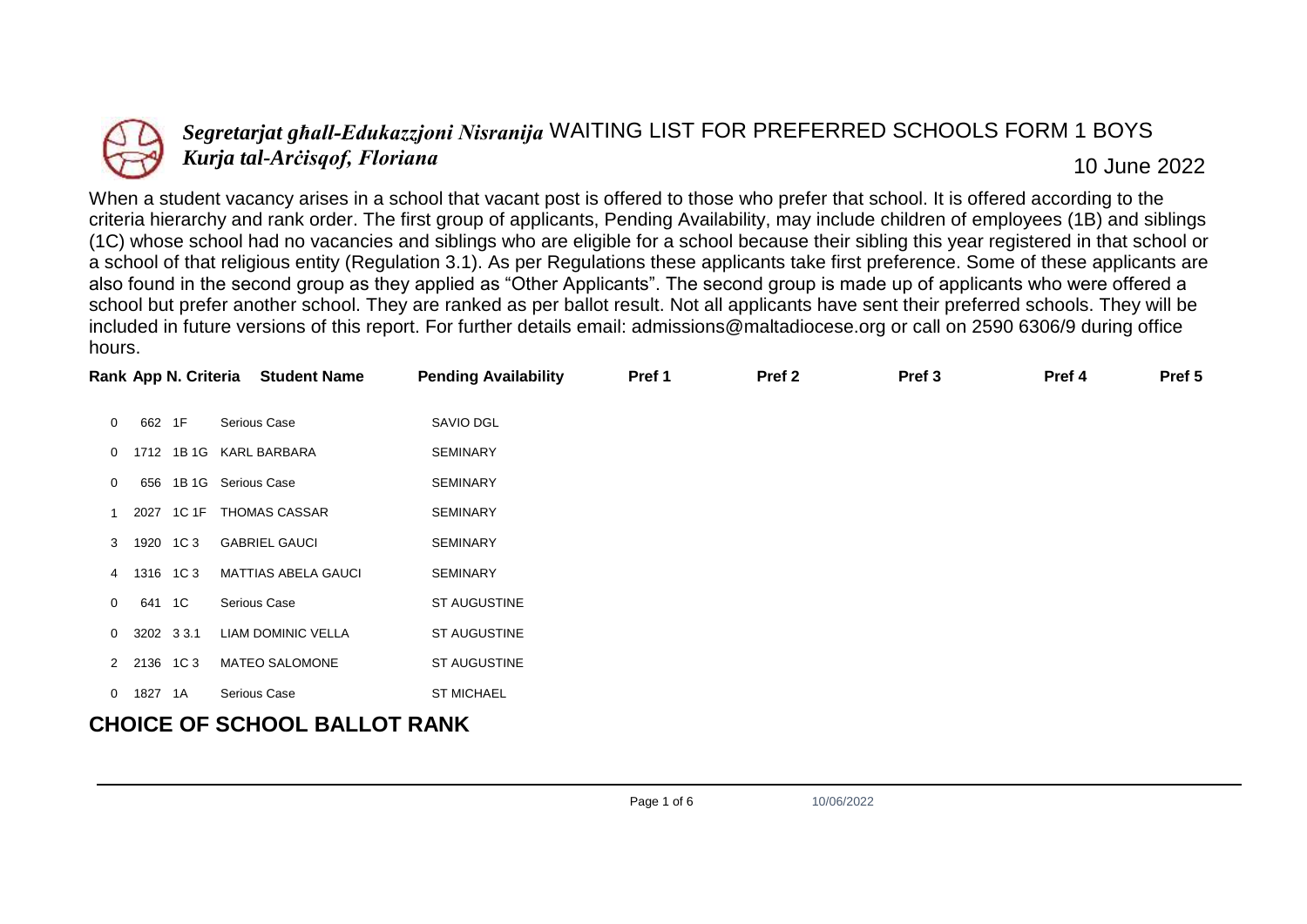*Segretarjat għall-Edukazzjoni Nisranija*
*Kurja tal-Arċisqof, Floriana*

# WAITING LIST FOR PREFERRED SCHOOLS FORM 1 BOYS

10 June 2022

When a student vacancy arises in a school that vacant post is offered to those who prefer that school. It is offered according to the criteria hierarchy and rank order. The first group of applicants, Pending Availability, may include children of employees (1B) and siblings (1C) whose school had no vacancies and siblings who are eligible for a school because their sibling this year registered in that school or a school of that religious entity (Regulation 3.1). As per Regulations these applicants take first preference. Some of these applicants are also found in the second group as they applied as "Other Applicants". The second group is made up of applicants who were offered a school but prefer another school. They are ranked as per ballot result. Not all applicants have sent their preferred schools. They will be included in future versions of this report. For further details email: admissions@maltadiocese.org or call on 2590 6306/9 during office hours.

| Rank | App N. | Criteria | Student Name | Pending Availability | Pref 1 | Pref 2 | Pref 3 | Pref 4 | Pref 5 |
|---|---|---|---|---|---|---|---|---|---|
| 0 | 662 | 1F | Serious Case | SAVIO DGL | | | | | |
| 0 | 1712 | 1B 1G | KARL BARBARA | SEMINARY | | | | | |
| 0 | 656 | 1B 1G | Serious Case | SEMINARY | | | | | |
| 1 | 2027 | 1C 1F | THOMAS CASSAR | SEMINARY | | | | | |
| 3 | 1920 | 1C 3 | GABRIEL GAUCI | SEMINARY | | | | | |
| 4 | 1316 | 1C 3 | MATTIAS ABELA GAUCI | SEMINARY | | | | | |
| 0 | 641 | 1C | Serious Case | ST AUGUSTINE | | | | | |
| 0 | 3202 | 3 3.1 | LIAM DOMINIC VELLA | ST AUGUSTINE | | | | | |
| 2 | 2136 | 1C 3 | MATEO SALOMONE | ST AUGUSTINE | | | | | |
| 0 | 1827 | 1A | Serious Case | ST MICHAEL | | | | | |

## CHOICE OF SCHOOL BALLOT RANK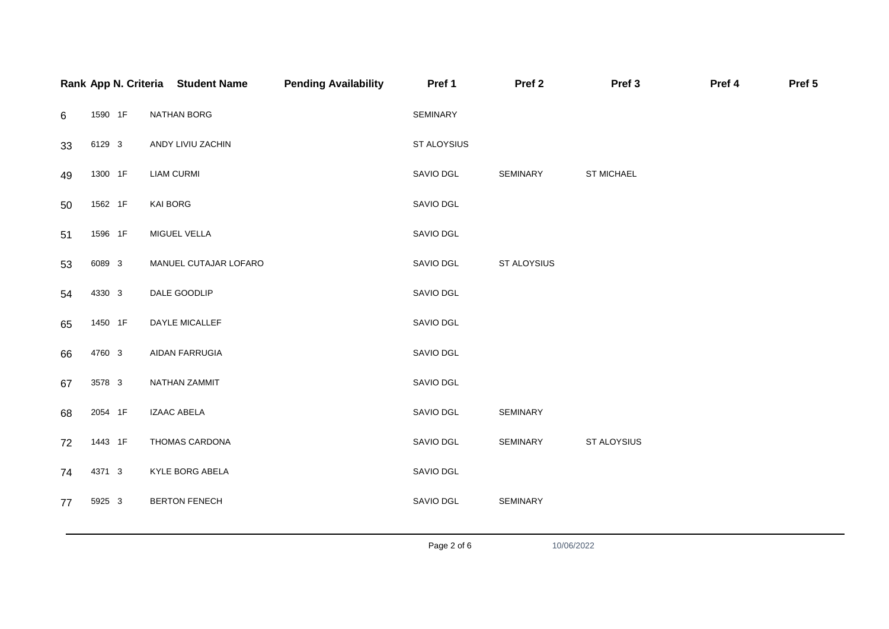| Rank | App N. | Criteria | Student Name | Pending Availability | Pref 1 | Pref 2 | Pref 3 | Pref 4 | Pref 5 |
|---|---|---|---|---|---|---|---|---|---|
| 6 | 1590 | 1F | NATHAN BORG | | SEMINARY | | | | |
| 33 | 6129 | 3 | ANDY LIVIU ZACHIN | | ST ALOYSIUS | | | | |
| 49 | 1300 | 1F | LIAM CURMI | | SAVIO DGL | SEMINARY | ST MICHAEL | | |
| 50 | 1562 | 1F | KAI BORG | | SAVIO DGL | | | | |
| 51 | 1596 | 1F | MIGUEL VELLA | | SAVIO DGL | | | | |
| 53 | 6089 | 3 | MANUEL CUTAJAR LOFARO | | SAVIO DGL | ST ALOYSIUS | | | |
| 54 | 4330 | 3 | DALE GOODLIP | | SAVIO DGL | | | | |
| 65 | 1450 | 1F | DAYLE MICALLEF | | SAVIO DGL | | | | |
| 66 | 4760 | 3 | AIDAN FARRUGIA | | SAVIO DGL | | | | |
| 67 | 3578 | 3 | NATHAN ZAMMIT | | SAVIO DGL | | | | |
| 68 | 2054 | 1F | IZAAC ABELA | | SAVIO DGL | SEMINARY | | | |
| 72 | 1443 | 1F | THOMAS CARDONA | | SAVIO DGL | SEMINARY | ST ALOYSIUS | | |
| 74 | 4371 | 3 | KYLE BORG ABELA | | SAVIO DGL | | | | |
| 77 | 5925 | 3 | BERTON FENECH | | SAVIO DGL | SEMINARY | | | |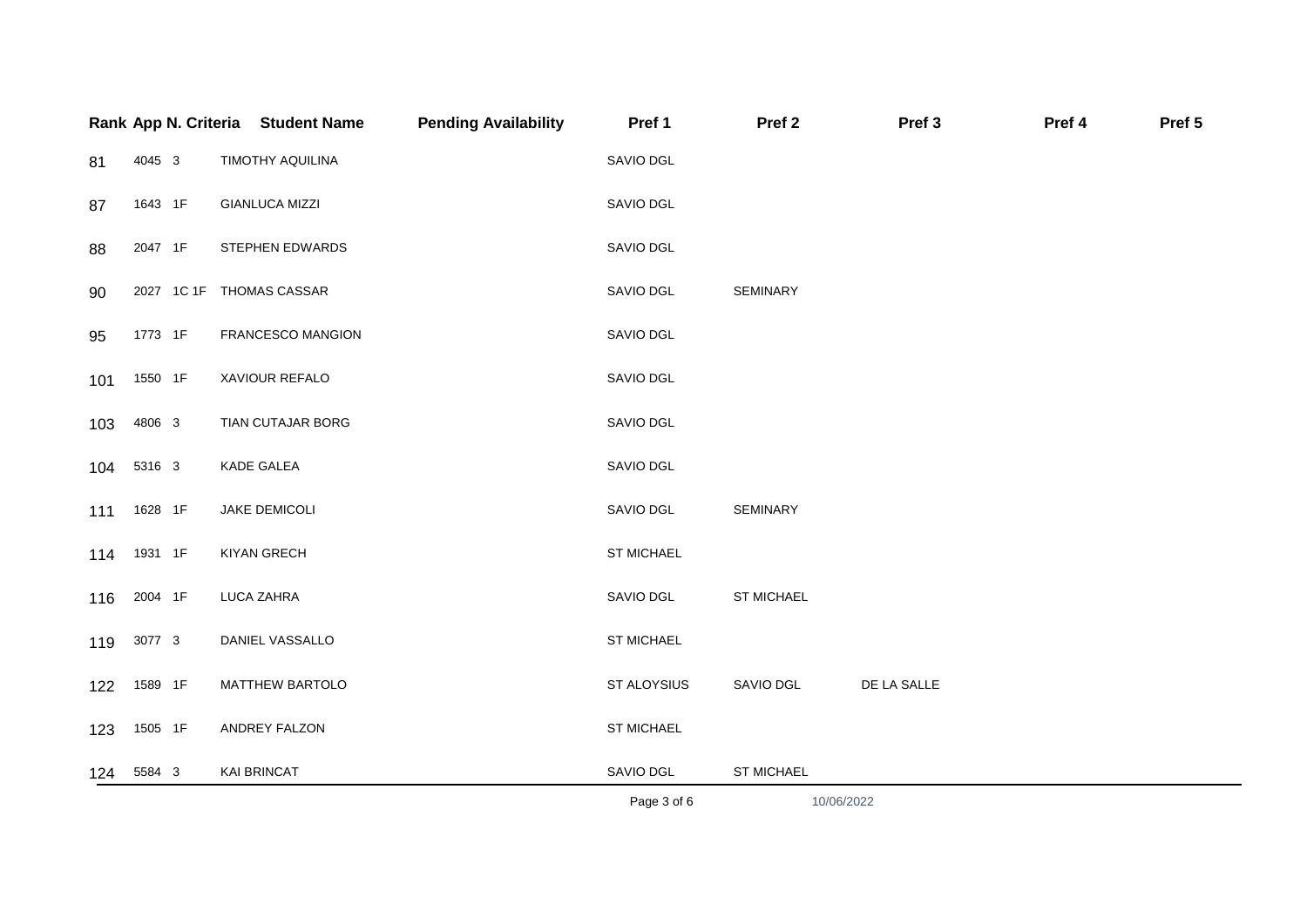| Rank | App N. | Criteria | Student Name | Pending Availability | Pref 1 | Pref 2 | Pref 3 | Pref 4 | Pref 5 |
|---|---|---|---|---|---|---|---|---|---|
| 81 | 4045 | 3 | TIMOTHY AQUILINA | | SAVIO DGL | | | | |
| 87 | 1643 | 1F | GIANLUCA MIZZI | | SAVIO DGL | | | | |
| 88 | 2047 | 1F | STEPHEN EDWARDS | | SAVIO DGL | | | | |
| 90 | 2027 | 1C 1F | THOMAS CASSAR | | SAVIO DGL | SEMINARY | | | |
| 95 | 1773 | 1F | FRANCESCO MANGION | | SAVIO DGL | | | | |
| 101 | 1550 | 1F | XAVIOUR REFALO | | SAVIO DGL | | | | |
| 103 | 4806 | 3 | TIAN CUTAJAR BORG | | SAVIO DGL | | | | |
| 104 | 5316 | 3 | KADE GALEA | | SAVIO DGL | | | | |
| 111 | 1628 | 1F | JAKE DEMICOLI | | SAVIO DGL | SEMINARY | | | |
| 114 | 1931 | 1F | KIYAN GRECH | | ST MICHAEL | | | | |
| 116 | 2004 | 1F | LUCA ZAHRA | | SAVIO DGL | ST MICHAEL | | | |
| 119 | 3077 | 3 | DANIEL VASSALLO | | ST MICHAEL | | | | |
| 122 | 1589 | 1F | MATTHEW BARTOLO | | ST ALOYSIUS | SAVIO DGL | DE LA SALLE | | |
| 123 | 1505 | 1F | ANDREY FALZON | | ST MICHAEL | | | | |
| 124 | 5584 | 3 | KAI BRINCAT | | SAVIO DGL | ST MICHAEL | | | |

10/06/2022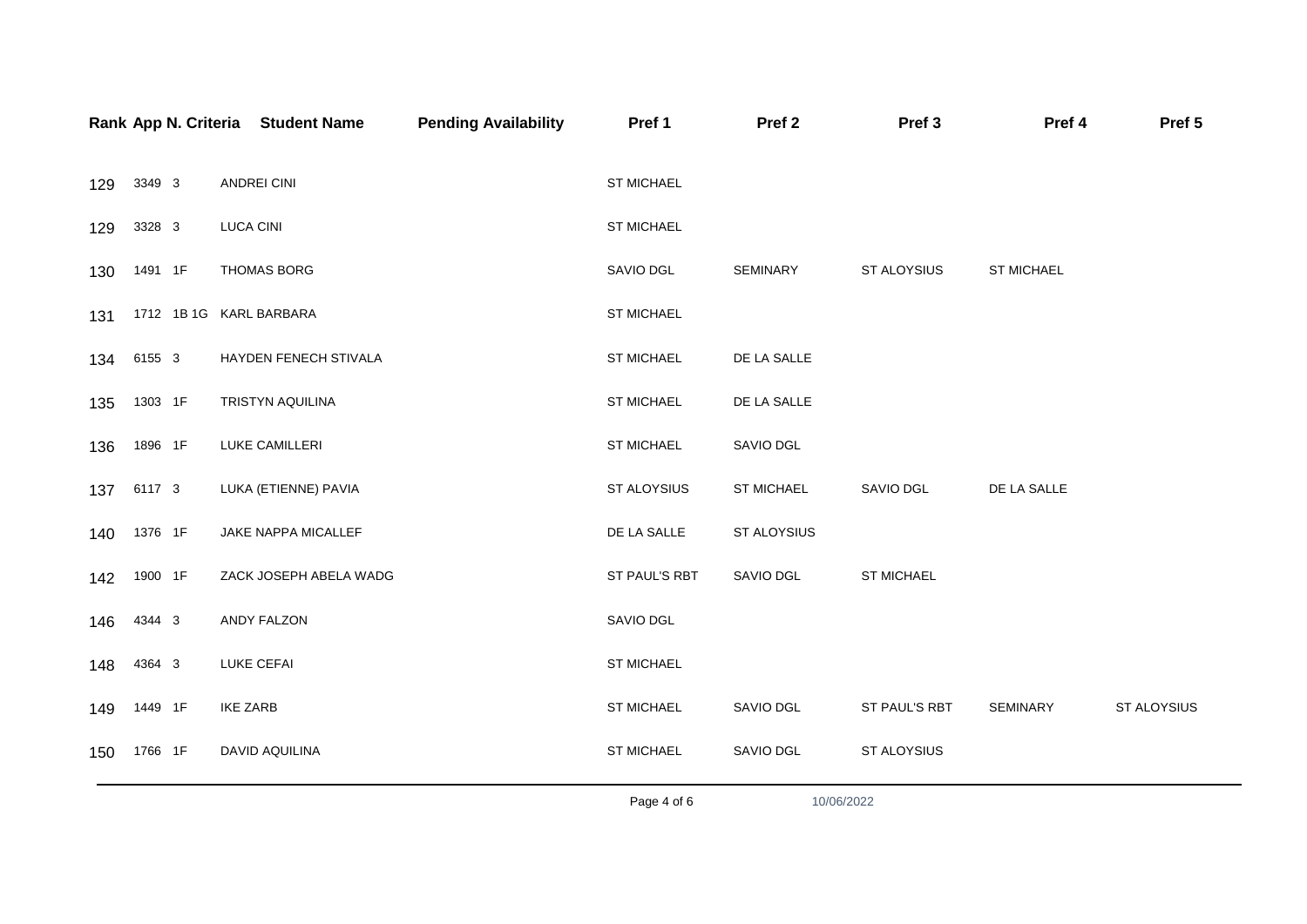| Rank | App N. | Criteria | Student Name | Pending Availability | Pref 1 | Pref 2 | Pref 3 | Pref 4 | Pref 5 |
|---|---|---|---|---|---|---|---|---|---|
| 129 | 3349 | 3 | ANDREI CINI | | ST MICHAEL | | | | |
| 129 | 3328 | 3 | LUCA CINI | | ST MICHAEL | | | | |
| 130 | 1491 | 1F | THOMAS BORG | | SAVIO DGL | SEMINARY | ST ALOYSIUS | ST MICHAEL | |
| 131 | 1712 | 1B 1G | KARL BARBARA | | ST MICHAEL | | | | |
| 134 | 6155 | 3 | HAYDEN FENECH STIVALA | | ST MICHAEL | DE LA SALLE | | | |
| 135 | 1303 | 1F | TRISTYN AQUILINA | | ST MICHAEL | DE LA SALLE | | | |
| 136 | 1896 | 1F | LUKE CAMILLERI | | ST MICHAEL | SAVIO DGL | | | |
| 137 | 6117 | 3 | LUKA (ETIENNE) PAVIA | | ST ALOYSIUS | ST MICHAEL | SAVIO DGL | DE LA SALLE | |
| 140 | 1376 | 1F | JAKE NAPPA MICALLEF | | DE LA SALLE | ST ALOYSIUS | | | |
| 142 | 1900 | 1F | ZACK JOSEPH ABELA WADG | | ST PAUL'S RBT | SAVIO DGL | ST MICHAEL | | |
| 146 | 4344 | 3 | ANDY FALZON | | SAVIO DGL | | | | |
| 148 | 4364 | 3 | LUKE CEFAI | | ST MICHAEL | | | | |
| 149 | 1449 | 1F | IKE ZARB | | ST MICHAEL | SAVIO DGL | ST PAUL'S RBT | SEMINARY | ST ALOYSIUS |
| 150 | 1766 | 1F | DAVID AQUILINA | | ST MICHAEL | SAVIO DGL | ST ALOYSIUS | | |

10/06/2022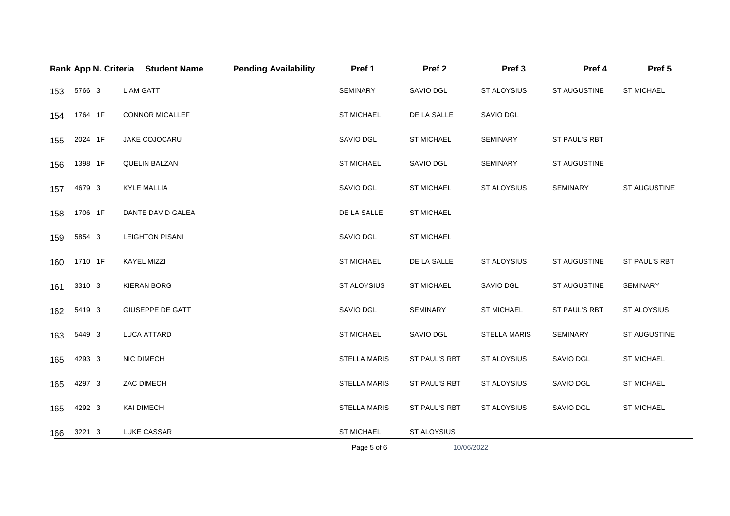| Rank | App N. | Criteria | Student Name | Pending Availability | Pref 1 | Pref 2 | Pref 3 | Pref 4 | Pref 5 |
|---|---|---|---|---|---|---|---|---|---|
| 153 | 5766 | 3 | LIAM GATT | | SEMINARY | SAVIO DGL | ST ALOYSIUS | ST AUGUSTINE | ST MICHAEL |
| 154 | 1764 | 1F | CONNOR MICALLEF | | ST MICHAEL | DE LA SALLE | SAVIO DGL | | |
| 155 | 2024 | 1F | JAKE COJOCARU | | SAVIO DGL | ST MICHAEL | SEMINARY | ST PAUL'S RBT | |
| 156 | 1398 | 1F | QUELIN BALZAN | | ST MICHAEL | SAVIO DGL | SEMINARY | ST AUGUSTINE | |
| 157 | 4679 | 3 | KYLE MALLIA | | SAVIO DGL | ST MICHAEL | ST ALOYSIUS | SEMINARY | ST AUGUSTINE |
| 158 | 1706 | 1F | DANTE DAVID GALEA | | DE LA SALLE | ST MICHAEL | | | |
| 159 | 5854 | 3 | LEIGHTON PISANI | | SAVIO DGL | ST MICHAEL | | | |
| 160 | 1710 | 1F | KAYEL MIZZI | | ST MICHAEL | DE LA SALLE | ST ALOYSIUS | ST AUGUSTINE | ST PAUL'S RBT |
| 161 | 3310 | 3 | KIERAN BORG | | ST ALOYSIUS | ST MICHAEL | SAVIO DGL | ST AUGUSTINE | SEMINARY |
| 162 | 5419 | 3 | GIUSEPPE DE GATT | | SAVIO DGL | SEMINARY | ST MICHAEL | ST PAUL'S RBT | ST ALOYSIUS |
| 163 | 5449 | 3 | LUCA ATTARD | | ST MICHAEL | SAVIO DGL | STELLA MARIS | SEMINARY | ST AUGUSTINE |
| 165 | 4293 | 3 | NIC DIMECH | | STELLA MARIS | ST PAUL'S RBT | ST ALOYSIUS | SAVIO DGL | ST MICHAEL |
| 165 | 4297 | 3 | ZAC DIMECH | | STELLA MARIS | ST PAUL'S RBT | ST ALOYSIUS | SAVIO DGL | ST MICHAEL |
| 165 | 4292 | 3 | KAI DIMECH | | STELLA MARIS | ST PAUL'S RBT | ST ALOYSIUS | SAVIO DGL | ST MICHAEL |
| 166 | 3221 | 3 | LUKE CASSAR | | ST MICHAEL | ST ALOYSIUS | | | |

10/06/2022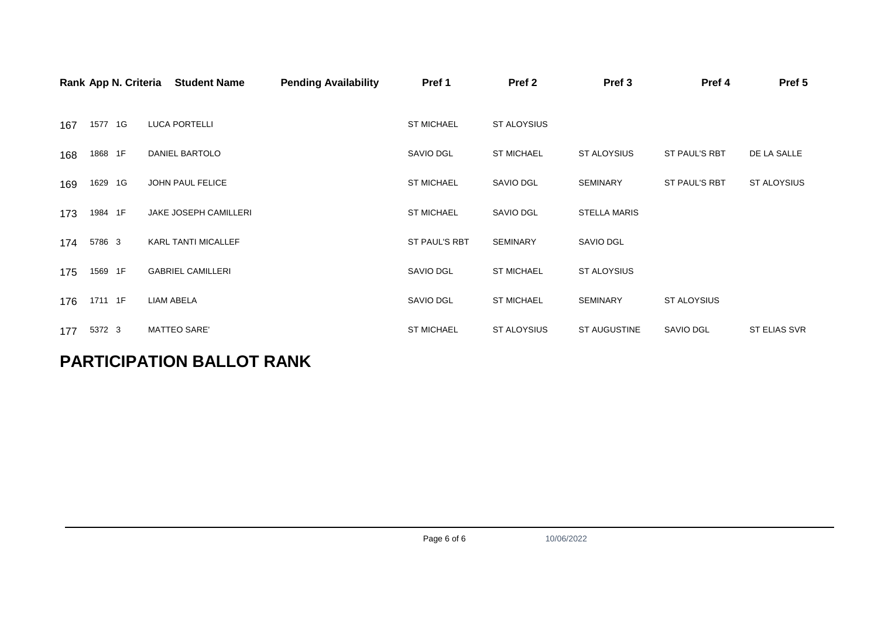| Rank | App N. | Criteria | Student Name | Pending Availability | Pref 1 | Pref 2 | Pref 3 | Pref 4 | Pref 5 |
|---|---|---|---|---|---|---|---|---|---|
| 167 | 1577 | 1G | LUCA PORTELLI | | ST MICHAEL | ST ALOYSIUS | | | |
| 168 | 1868 | 1F | DANIEL BARTOLO | | SAVIO DGL | ST MICHAEL | ST ALOYSIUS | ST PAUL'S RBT | DE LA SALLE |
| 169 | 1629 | 1G | JOHN PAUL FELICE | | ST MICHAEL | SAVIO DGL | SEMINARY | ST PAUL'S RBT | ST ALOYSIUS |
| 173 | 1984 | 1F | JAKE JOSEPH CAMILLERI | | ST MICHAEL | SAVIO DGL | STELLA MARIS | | |
| 174 | 5786 | 3 | KARL TANTI MICALLEF | | ST PAUL'S RBT | SEMINARY | SAVIO DGL | | |
| 175 | 1569 | 1F | GABRIEL CAMILLERI | | SAVIO DGL | ST MICHAEL | ST ALOYSIUS | | |
| 176 | 1711 | 1F | LIAM ABELA | | SAVIO DGL | ST MICHAEL | SEMINARY | ST ALOYSIUS | |
| 177 | 5372 | 3 | MATTEO SARE' | | ST MICHAEL | ST ALOYSIUS | ST AUGUSTINE | SAVIO DGL | ST ELIAS SVR |

## PARTICIPATION BALLOT RANK

10/06/2022